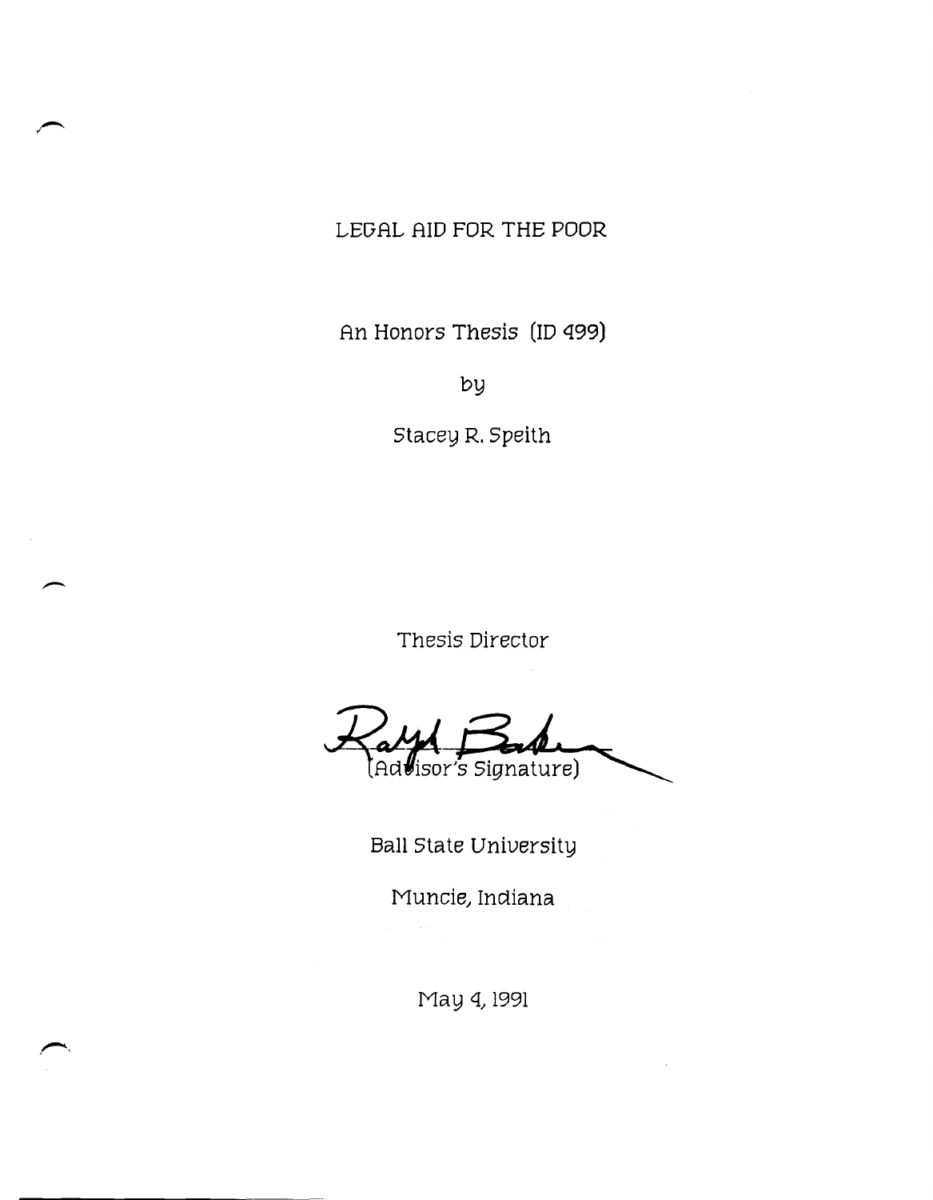# LEGAL AID FOR THE POOR

An Honors Thesis (ID 499)

by

Stacey R. Speith

Thesis Director

(Advisor's Signature)

Ball State University

Muncie, Indiana

May 4, 1991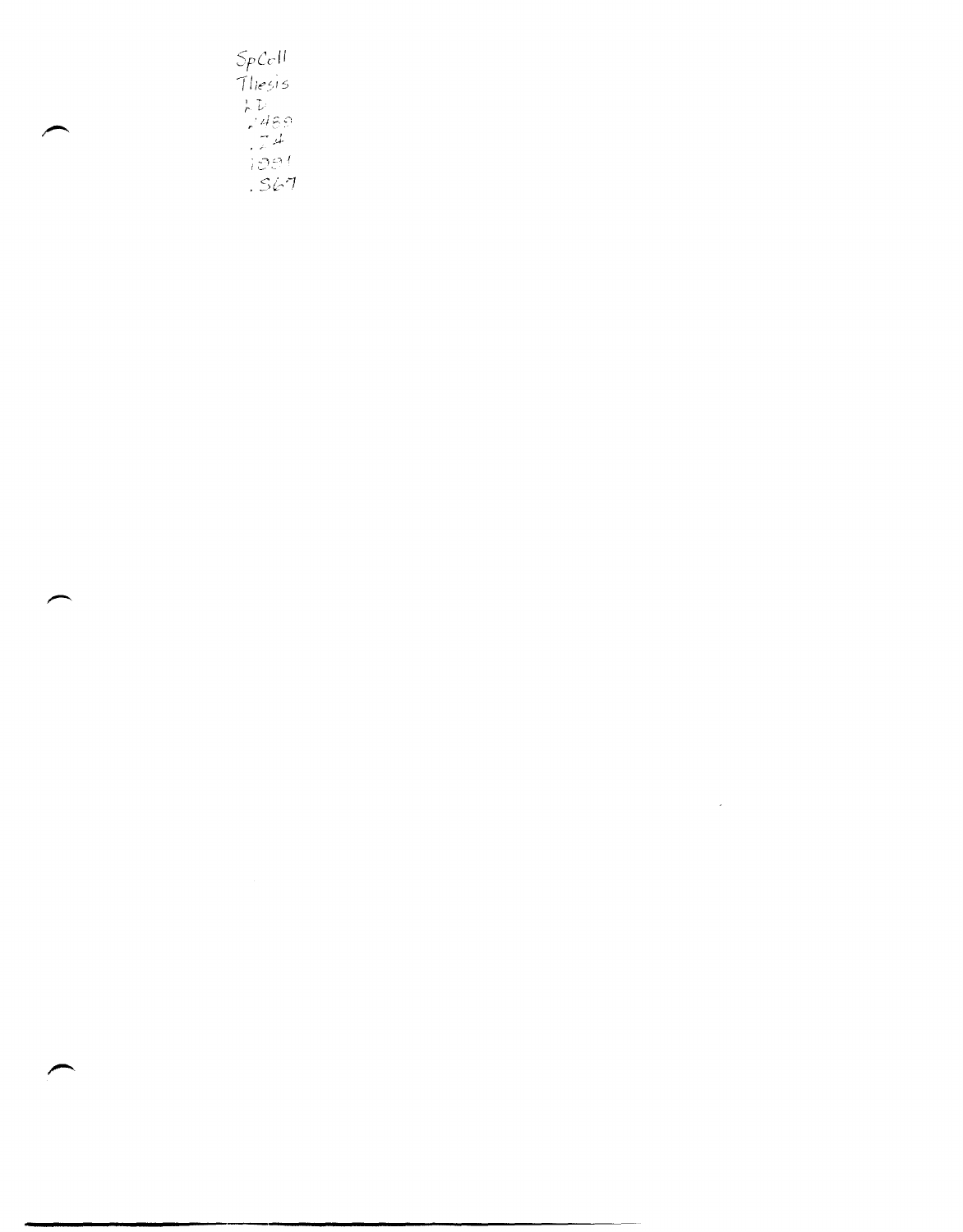SpColl
Thesis
LD
2489
.Z4
1991
.S67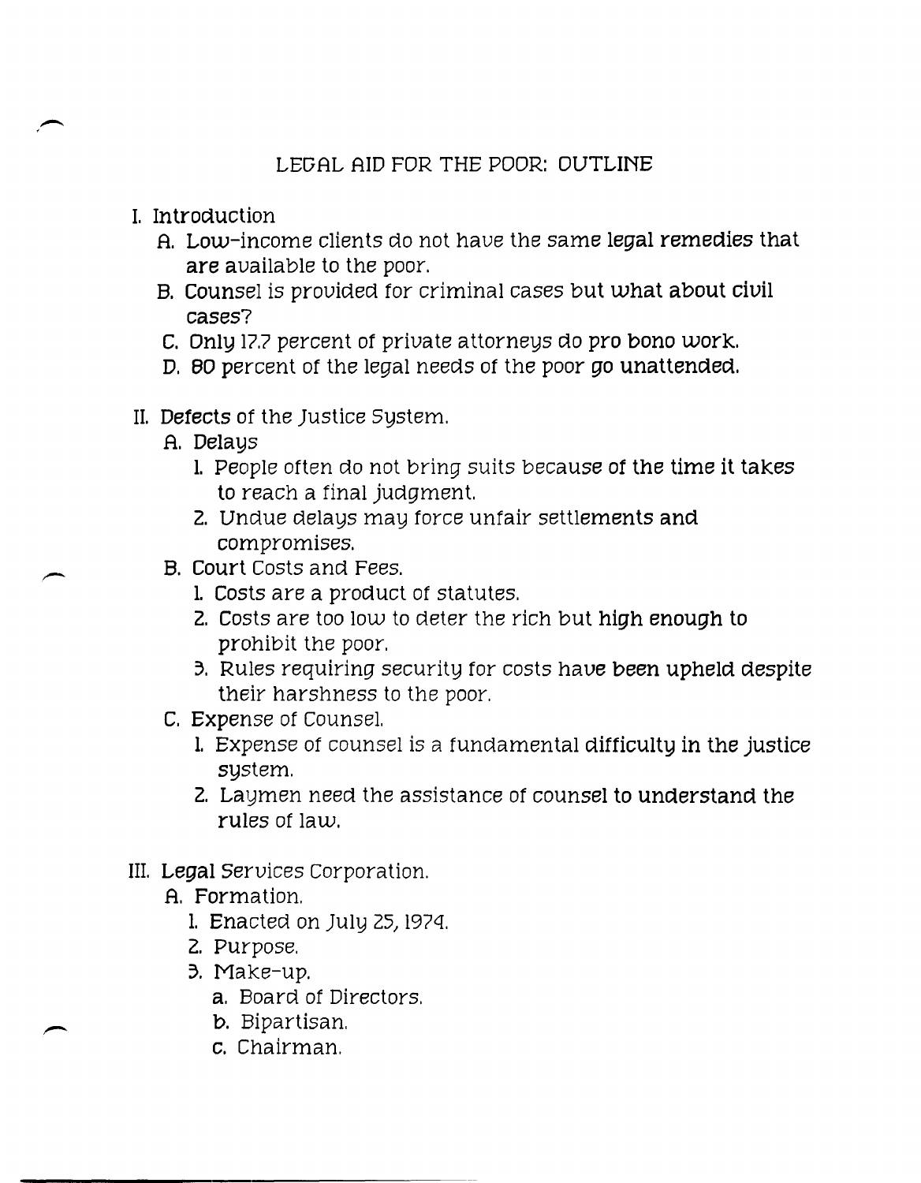# LEGAL AID FOR THE POOR: OUTLINE

I. Introduction
   A. Low-income clients do not have the same legal remedies that are available to the poor.
   B. Counsel is provided for criminal cases but what about civil cases?
   C. Only 17.7 percent of private attorneys do pro bono work.
   D. 80 percent of the legal needs of the poor go unattended.

II. Defects of the Justice System.
   A. Delays
      1. People often do not bring suits because of the time it takes to reach a final judgment.
      2. Undue delays may force unfair settlements and compromises.
   B. Court Costs and Fees.
      1. Costs are a product of statutes.
      2. Costs are too low to deter the rich but high enough to prohibit the poor.
      3. Rules requiring security for costs have been upheld despite their harshness to the poor.
   C. Expense of Counsel.
      1. Expense of counsel is a fundamental difficulty in the justice system.
      2. Laymen need the assistance of counsel to understand the rules of law.

III. Legal Services Corporation.
   A. Formation.
      1. Enacted on July 25, 1974.
      2. Purpose.
      3. Make-up.
         a. Board of Directors.
         b. Bipartisan.
         c. Chairman.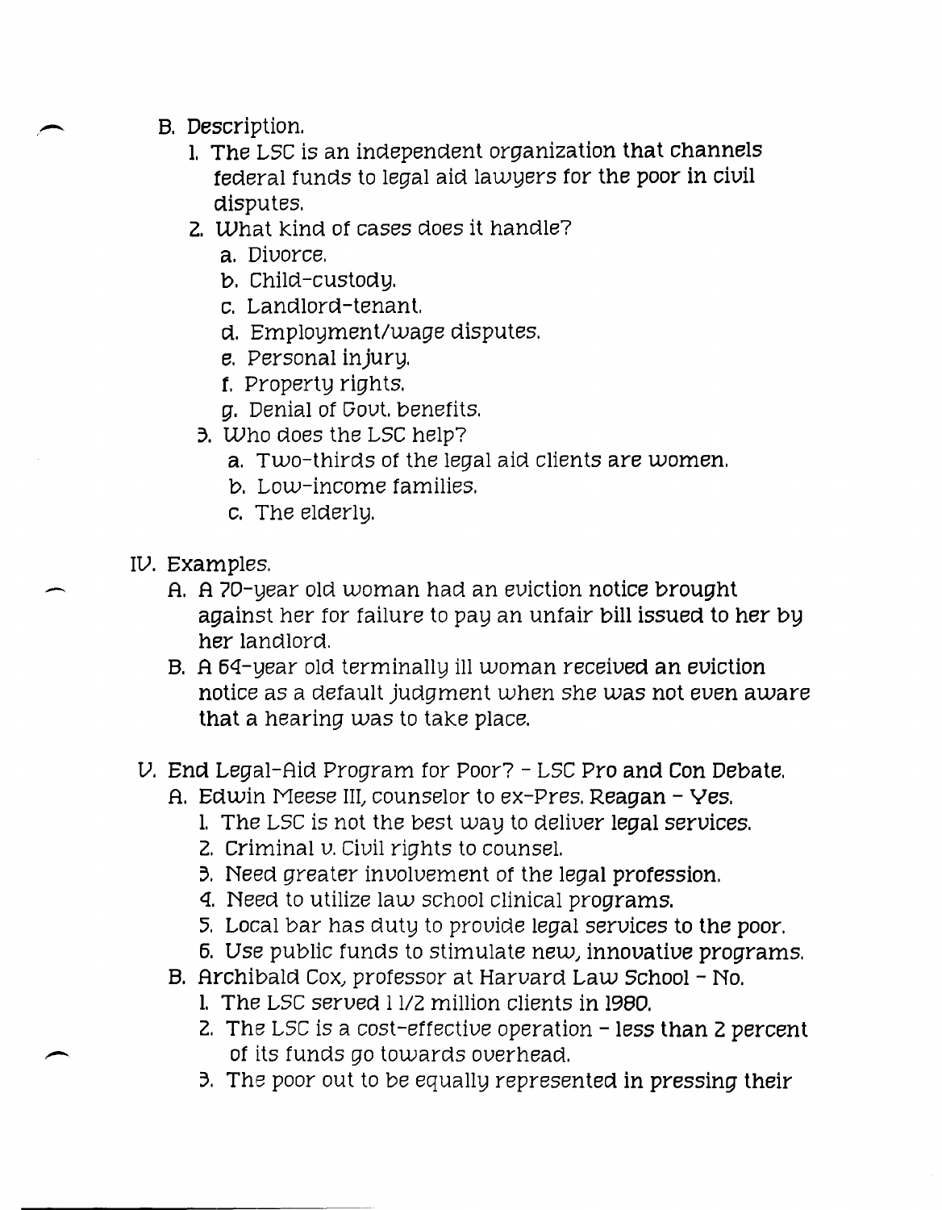B. Description.

1. The LSC is an independent organization that channels federal funds to legal aid lawyers for the poor in civil disputes.
2. What kind of cases does it handle?
   a. Divorce.
   b. Child-custody.
   c. Landlord-tenant.
   d. Employment/wage disputes.
   e. Personal injury.
   f. Property rights.
   g. Denial of Govt. benefits.
3. Who does the LSC help?
   a. Two-thirds of the legal aid clients are women.
   b. Low-income families.
   c. The elderly.

IV. Examples.

A. A 70-year old woman had an eviction notice brought against her for failure to pay an unfair bill issued to her by her landlord.

B. A 64-year old terminally ill woman received an eviction notice as a default judgment when she was not even aware that a hearing was to take place.

V. End Legal-Aid Program for Poor? - LSC Pro and Con Debate.

A. Edwin Meese III, counselor to ex-Pres. Reagan - Yes.
1. The LSC is not the best way to deliver legal services.
2. Criminal v. Civil rights to counsel.
3. Need greater involvement of the legal profession.
4. Need to utilize law school clinical programs.
5. Local bar has duty to provide legal services to the poor.
6. Use public funds to stimulate new, innovative programs.

B. Archibald Cox, professor at Harvard Law School - No.
1. The LSC served 1 1/2 million clients in 1980.
2. The LSC is a cost-effective operation - less than 2 percent of its funds go towards overhead.
3. The poor out to be equally represented in pressing their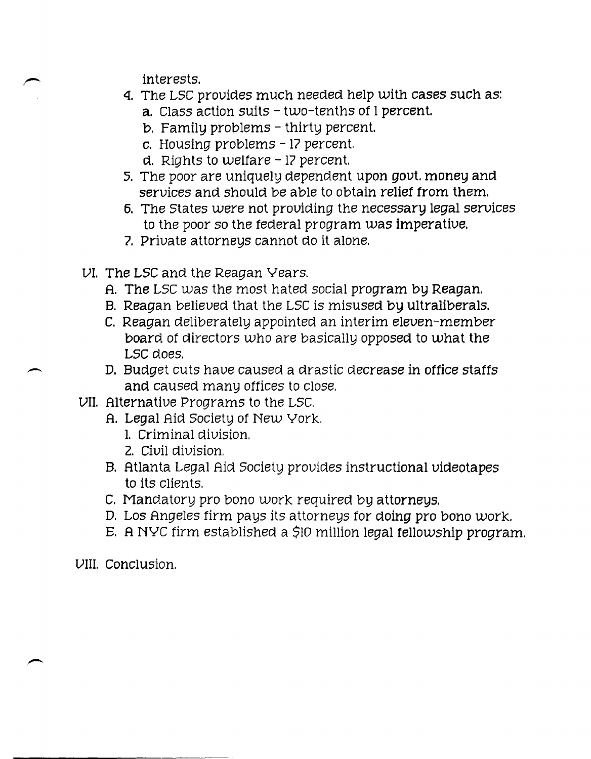interests.

4. The LSC provides much needed help with cases such as:
    a. Class action suits – two-tenths of 1 percent.
    b. Family problems – thirty percent.
    c. Housing problems – 17 percent.
    d. Rights to welfare – 17 percent.
5. The poor are uniquely dependent upon govt. money and services and should be able to obtain relief from them.
6. The States were not providing the necessary legal services to the poor so the federal program was imperative.
7. Private attorneys cannot do it alone.

VI. The LSC and the Reagan Years.

A. The LSC was the most hated social program by Reagan.
B. Reagan believed that the LSC is misused by ultraliberals.
C. Reagan deliberately appointed an interim eleven-member board of directors who are basically opposed to what the LSC does.
D. Budget cuts have caused a drastic decrease in office staffs and caused many offices to close.

VII. Alternative Programs to the LSC.

A. Legal Aid Society of New York.
    1. Criminal division.
    2. Civil division.
B. Atlanta Legal Aid Society provides instructional videotapes to its clients.
C. Mandatory pro bono work required by attorneys.
D. Los Angeles firm pays its attorneys for doing pro bono work.
E. A NYC firm established a $10 million legal fellowship program.

VIII. Conclusion.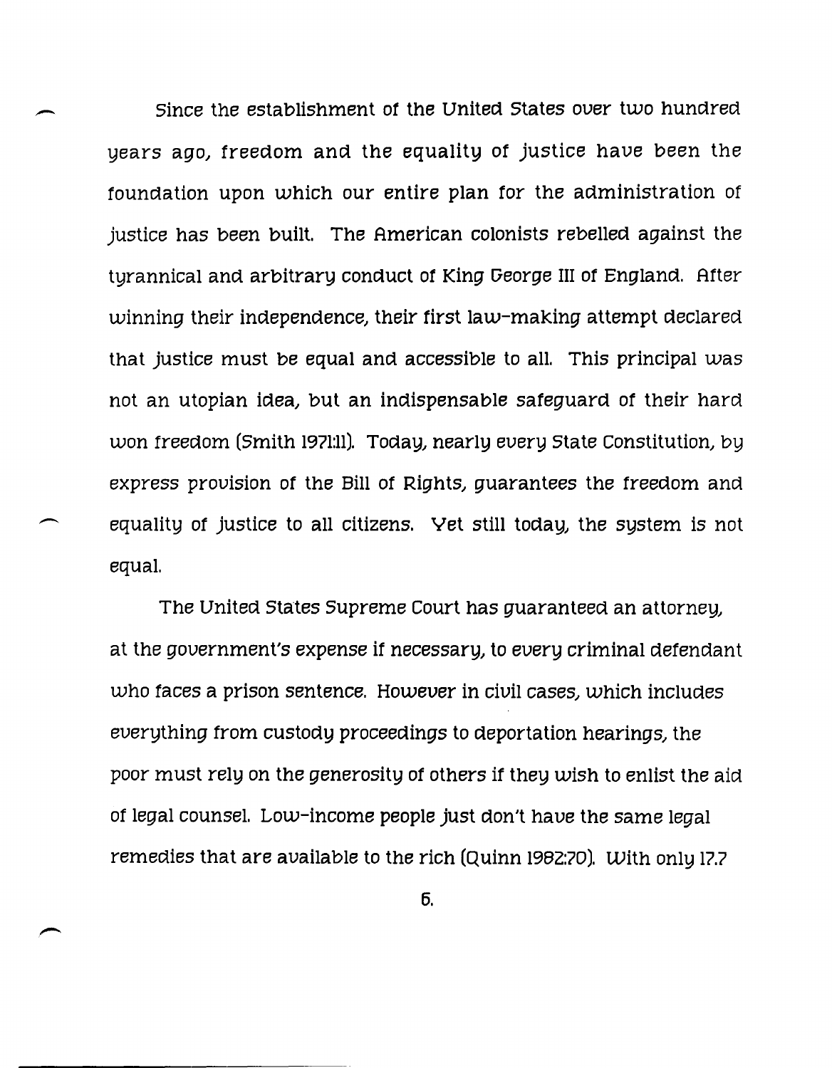Since the establishment of the United States over two hundred years ago, freedom and the equality of justice have been the foundation upon which our entire plan for the administration of justice has been built. The American colonists rebelled against the tyrannical and arbitrary conduct of King George III of England. After winning their independence, their first law-making attempt declared that justice must be equal and accessible to all. This principal was not an utopian idea, but an indispensable safeguard of their hard won freedom (Smith 1971:11). Today, nearly every State Constitution, by express provision of the Bill of Rights, guarantees the freedom and equality of justice to all citizens. Yet still today, the system is not equal.

The United States Supreme Court has guaranteed an attorney, at the government's expense if necessary, to every criminal defendant who faces a prison sentence. However in civil cases, which includes everything from custody proceedings to deportation hearings, the poor must rely on the generosity of others if they wish to enlist the aid of legal counsel. Low-income people just don't have the same legal remedies that are available to the rich (Quinn 1982:70). With only 17.7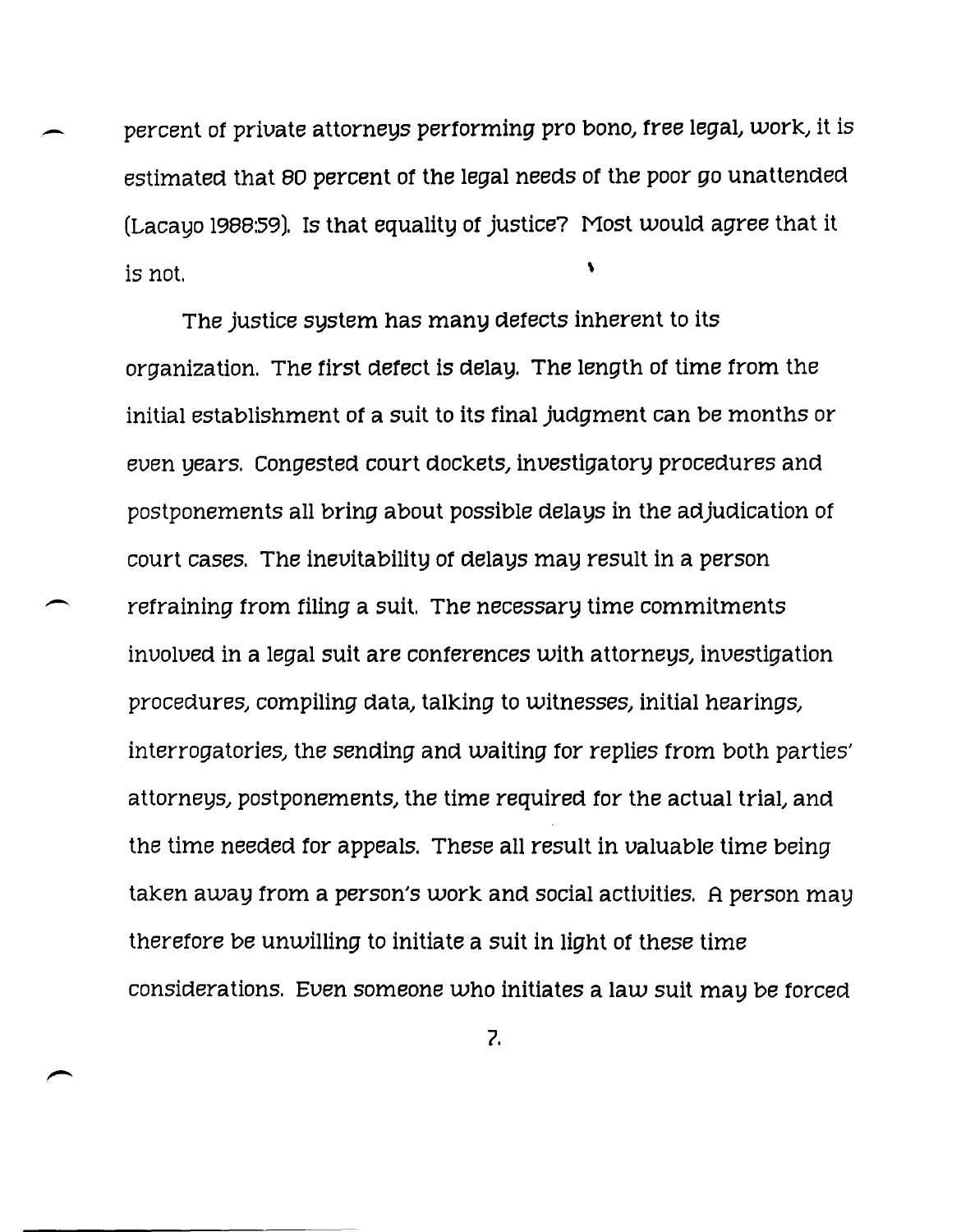percent of private attorneys performing pro bono, free legal, work, it is estimated that 80 percent of the legal needs of the poor go unattended (Lacayo 1988:59). Is that equality of justice? Most would agree that it is not.

The justice system has many defects inherent to its organization. The first defect is delay. The length of time from the initial establishment of a suit to its final judgment can be months or even years. Congested court dockets, investigatory procedures and postponements all bring about possible delays in the adjudication of court cases. The inevitability of delays may result in a person refraining from filing a suit. The necessary time commitments involved in a legal suit are conferences with attorneys, investigation procedures, compiling data, talking to witnesses, initial hearings, interrogatories, the sending and waiting for replies from both parties' attorneys, postponements, the time required for the actual trial, and the time needed for appeals. These all result in valuable time being taken away from a person's work and social activities. A person may therefore be unwilling to initiate a suit in light of these time considerations. Even someone who initiates a law suit may be forced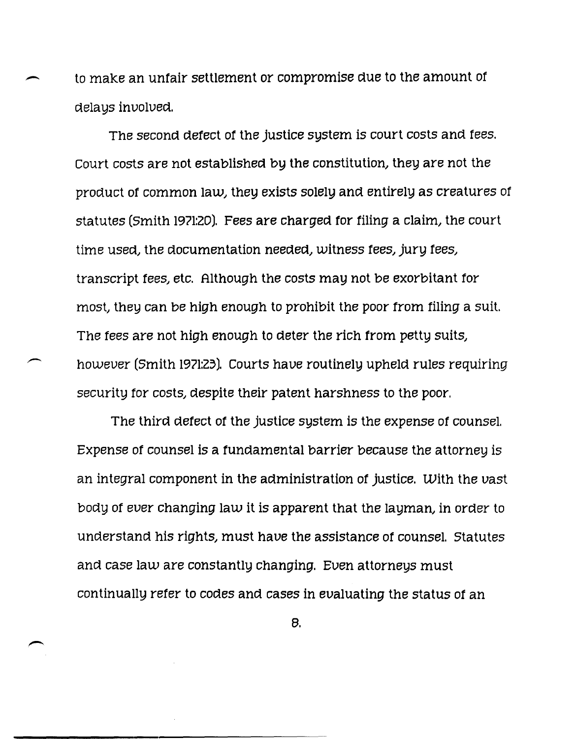to make an unfair settlement or compromise due to the amount of delays involved.

The second defect of the justice system is court costs and fees. Court costs are not established by the constitution, they are not the product of common law, they exists solely and entirely as creatures of statutes (Smith 1971:20). Fees are charged for filing a claim, the court time used, the documentation needed, witness fees, jury fees, transcript fees, etc. Although the costs may not be exorbitant for most, they can be high enough to prohibit the poor from filing a suit. The fees are not high enough to deter the rich from petty suits, however (Smith 1971:23). Courts have routinely upheld rules requiring security for costs, despite their patent harshness to the poor.

The third defect of the justice system is the expense of counsel. Expense of counsel is a fundamental barrier because the attorney is an integral component in the administration of justice. With the vast body of ever changing law it is apparent that the layman, in order to understand his rights, must have the assistance of counsel. Statutes and case law are constantly changing. Even attorneys must continually refer to codes and cases in evaluating the status of an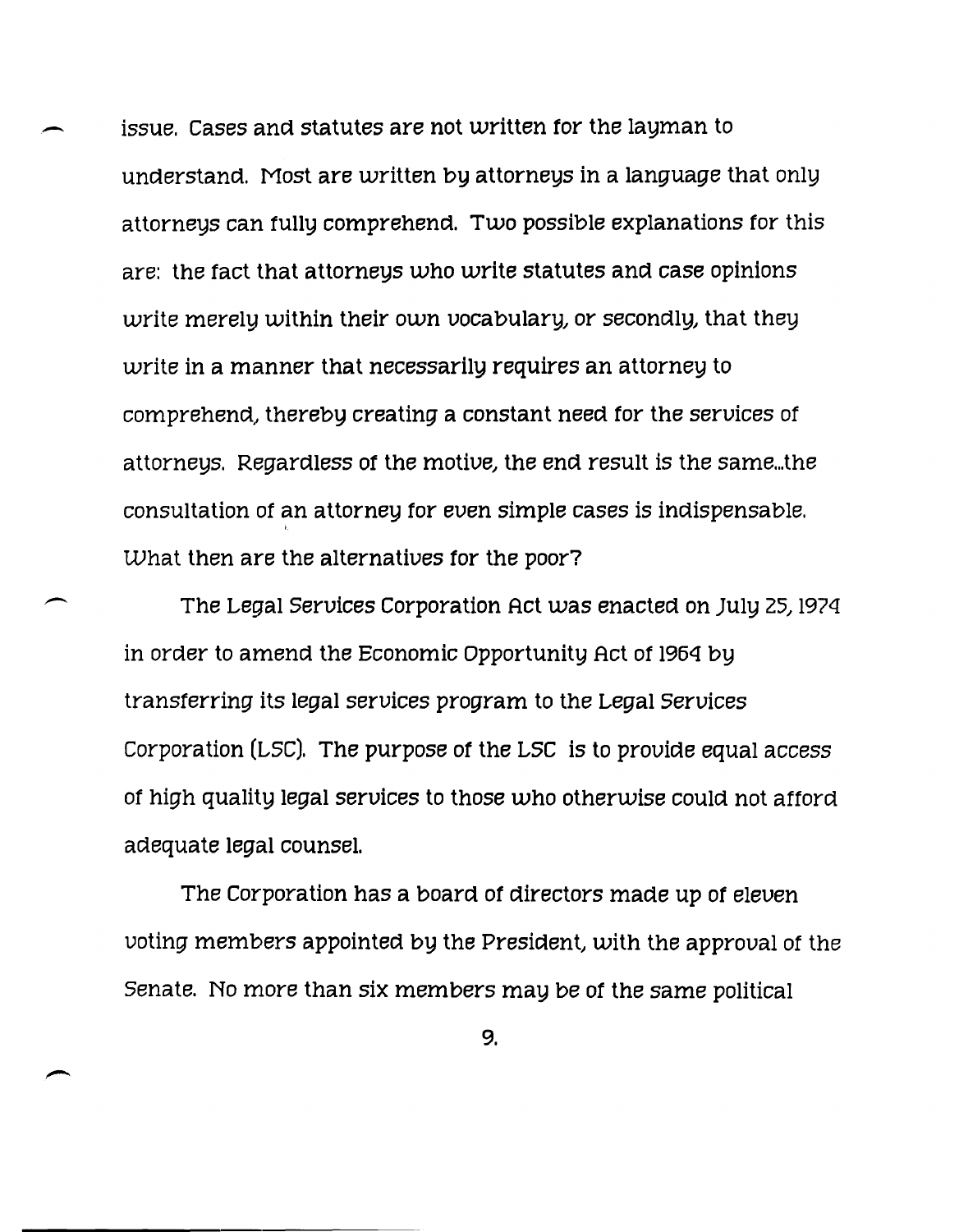issue. Cases and statutes are not written for the layman to understand. Most are written by attorneys in a language that only attorneys can fully comprehend. Two possible explanations for this are: the fact that attorneys who write statutes and case opinions write merely within their own vocabulary, or secondly, that they write in a manner that necessarily requires an attorney to comprehend, thereby creating a constant need for the services of attorneys. Regardless of the motive, the end result is the same...the consultation of an attorney for even simple cases is indispensable. What then are the alternatives for the poor?

The Legal Services Corporation Act was enacted on July 25, 1974 in order to amend the Economic Opportunity Act of 1964 by transferring its legal services program to the Legal Services Corporation (LSC). The purpose of the LSC is to provide equal access of high quality legal services to those who otherwise could not afford adequate legal counsel.

The Corporation has a board of directors made up of eleven voting members appointed by the President, with the approval of the Senate. No more than six members may be of the same political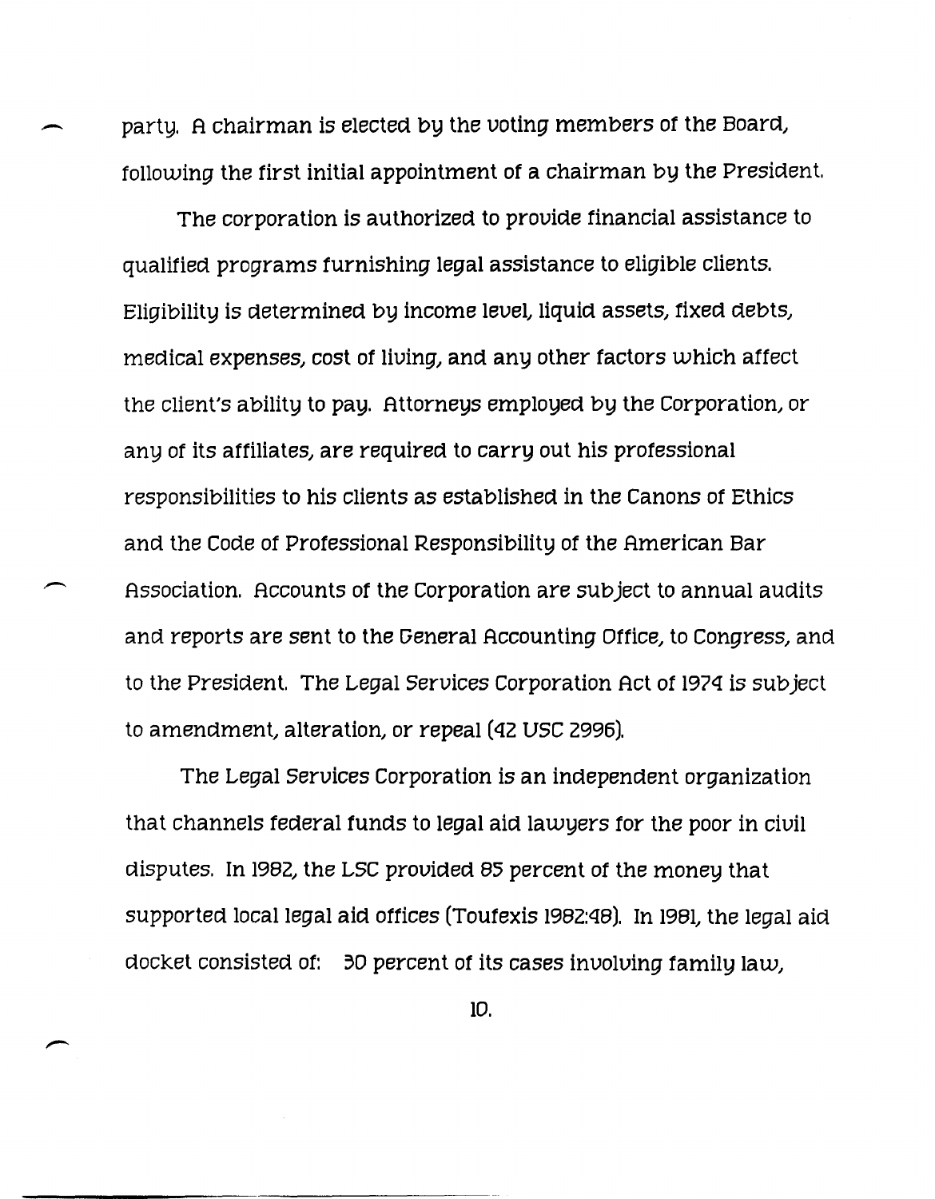party. A chairman is elected by the voting members of the Board, following the first initial appointment of a chairman by the President.

The corporation is authorized to provide financial assistance to qualified programs furnishing legal assistance to eligible clients. Eligibility is determined by income level, liquid assets, fixed debts, medical expenses, cost of living, and any other factors which affect the client's ability to pay. Attorneys employed by the Corporation, or any of its affiliates, are required to carry out his professional responsibilities to his clients as established in the Canons of Ethics and the Code of Professional Responsibility of the American Bar Association. Accounts of the Corporation are subject to annual audits and reports are sent to the General Accounting Office, to Congress, and to the President. The Legal Services Corporation Act of 1974 is subject to amendment, alteration, or repeal (42 USC 2996).

The Legal Services Corporation is an independent organization that channels federal funds to legal aid lawyers for the poor in civil disputes. In 1982, the LSC provided 85 percent of the money that supported local legal aid offices (Toufexis 1982:48). In 1981, the legal aid docket consisted of: 30 percent of its cases involving family law,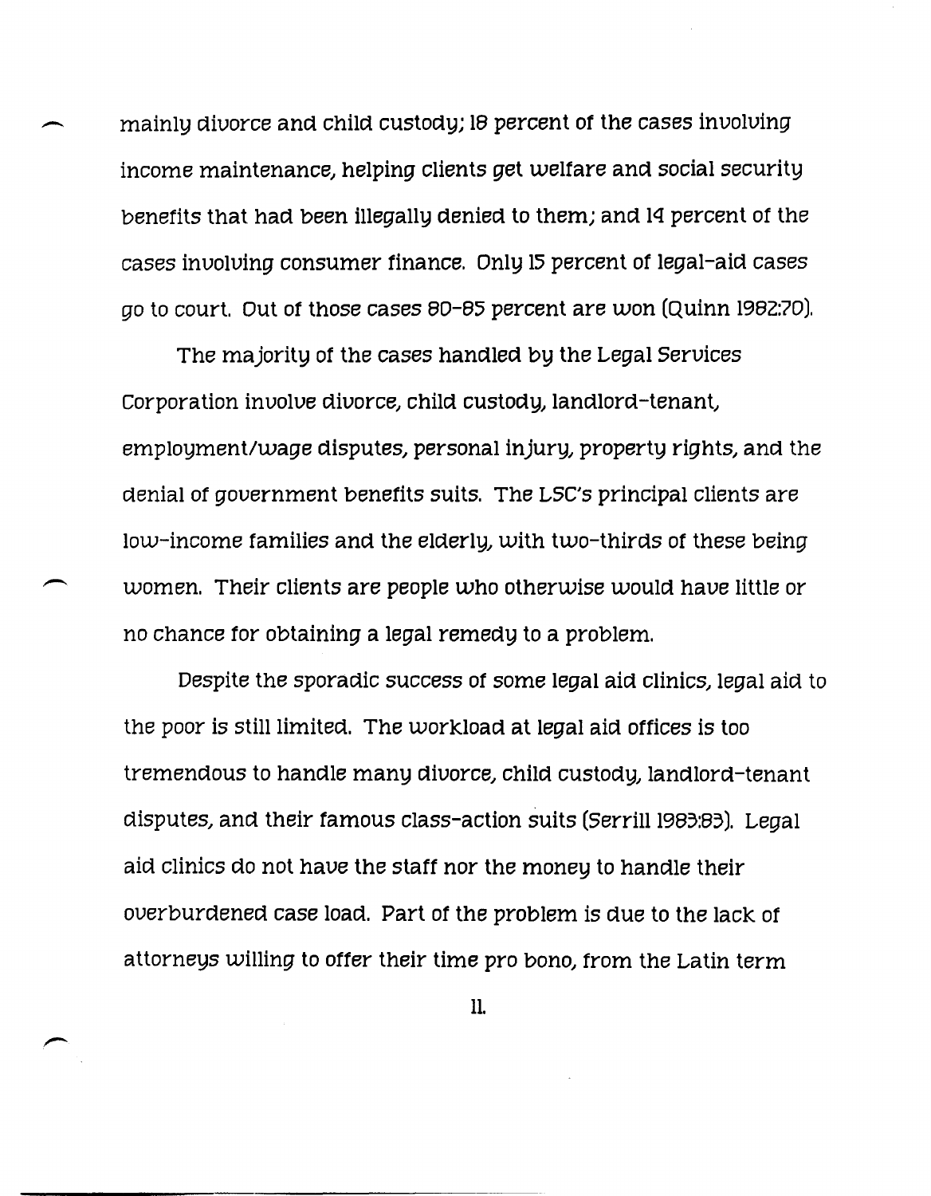mainly divorce and child custody; 18 percent of the cases involving income maintenance, helping clients get welfare and social security benefits that had been illegally denied to them; and 14 percent of the cases involving consumer finance. Only 15 percent of legal-aid cases go to court. Out of those cases 80-85 percent are won (Quinn 1982:70).

The majority of the cases handled by the Legal Services Corporation involve divorce, child custody, landlord-tenant, employment/wage disputes, personal injury, property rights, and the denial of government benefits suits. The LSC's principal clients are low-income families and the elderly, with two-thirds of these being women. Their clients are people who otherwise would have little or no chance for obtaining a legal remedy to a problem.

Despite the sporadic success of some legal aid clinics, legal aid to the poor is still limited. The workload at legal aid offices is too tremendous to handle many divorce, child custody, landlord-tenant disputes, and their famous class-action suits (Serrill 1983:83). Legal aid clinics do not have the staff nor the money to handle their overburdened case load. Part of the problem is due to the lack of attorneys willing to offer their time pro bono, from the Latin term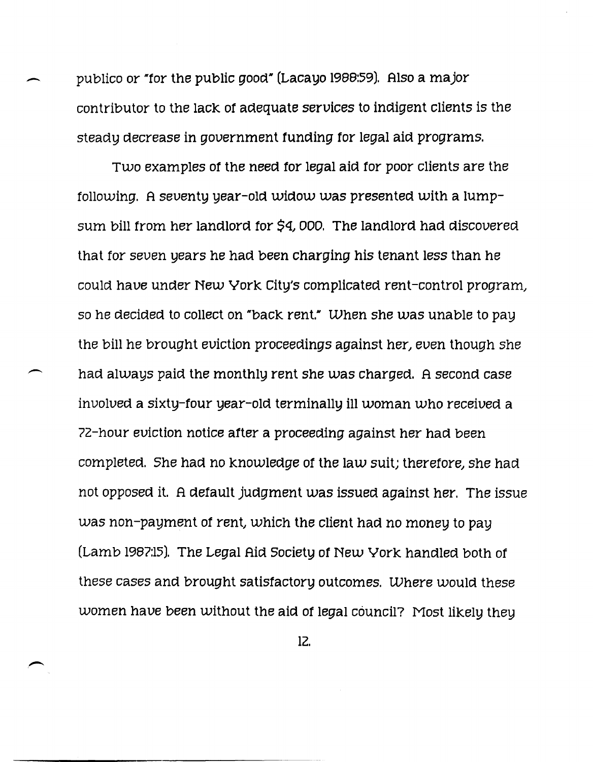publico or "for the public good" (Lacayo 1988:59). Also a major contributor to the lack of adequate services to indigent clients is the steady decrease in government funding for legal aid programs.

Two examples of the need for legal aid for poor clients are the following. A seventy year-old widow was presented with a lump-sum bill from her landlord for $4, 000. The landlord had discovered that for seven years he had been charging his tenant less than he could have under New York City's complicated rent-control program, so he decided to collect on "back rent." When she was unable to pay the bill he brought eviction proceedings against her, even though she had always paid the monthly rent she was charged. A second case involved a sixty-four year-old terminally ill woman who received a 72-hour eviction notice after a proceeding against her had been completed. She had no knowledge of the law suit; therefore, she had not opposed it. A default judgment was issued against her. The issue was non-payment of rent, which the client had no money to pay (Lamb 1987:15). The Legal Aid Society of New York handled both of these cases and brought satisfactory outcomes. Where would these women have been without the aid of legal council? Most likely they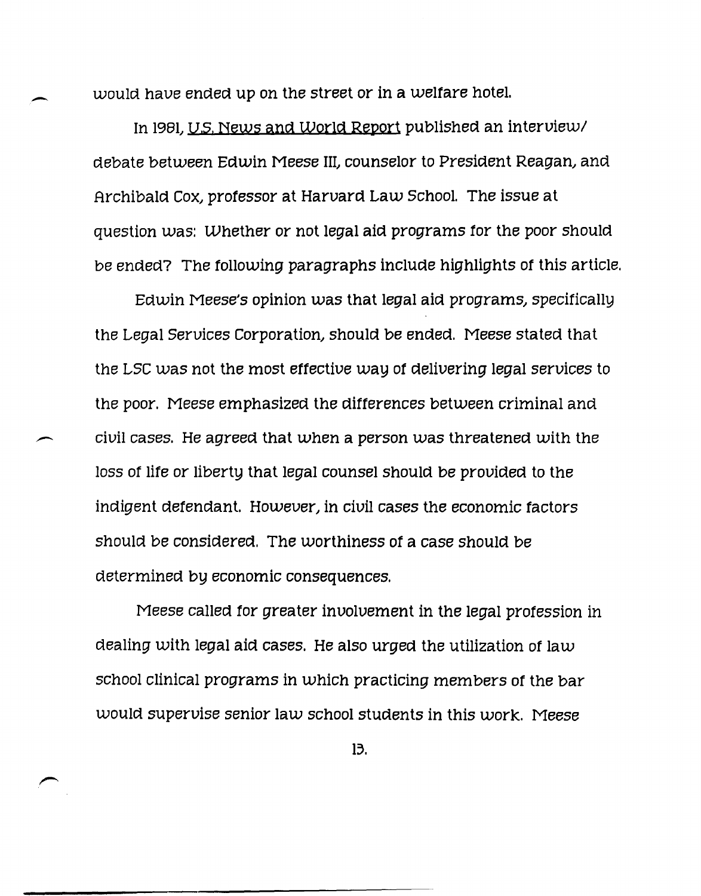would have ended up on the street or in a welfare hotel.

In 1981, U.S. News and World Report published an interview/ debate between Edwin Meese III, counselor to President Reagan, and Archibald Cox, professor at Harvard Law School. The issue at question was: Whether or not legal aid programs for the poor should be ended? The following paragraphs include highlights of this article.

Edwin Meese's opinion was that legal aid programs, specifically the Legal Services Corporation, should be ended. Meese stated that the LSC was not the most effective way of delivering legal services to the poor. Meese emphasized the differences between criminal and civil cases. He agreed that when a person was threatened with the loss of life or liberty that legal counsel should be provided to the indigent defendant. However, in civil cases the economic factors should be considered. The worthiness of a case should be determined by economic consequences.

Meese called for greater involvement in the legal profession in dealing with legal aid cases. He also urged the utilization of law school clinical programs in which practicing members of the bar would supervise senior law school students in this work. Meese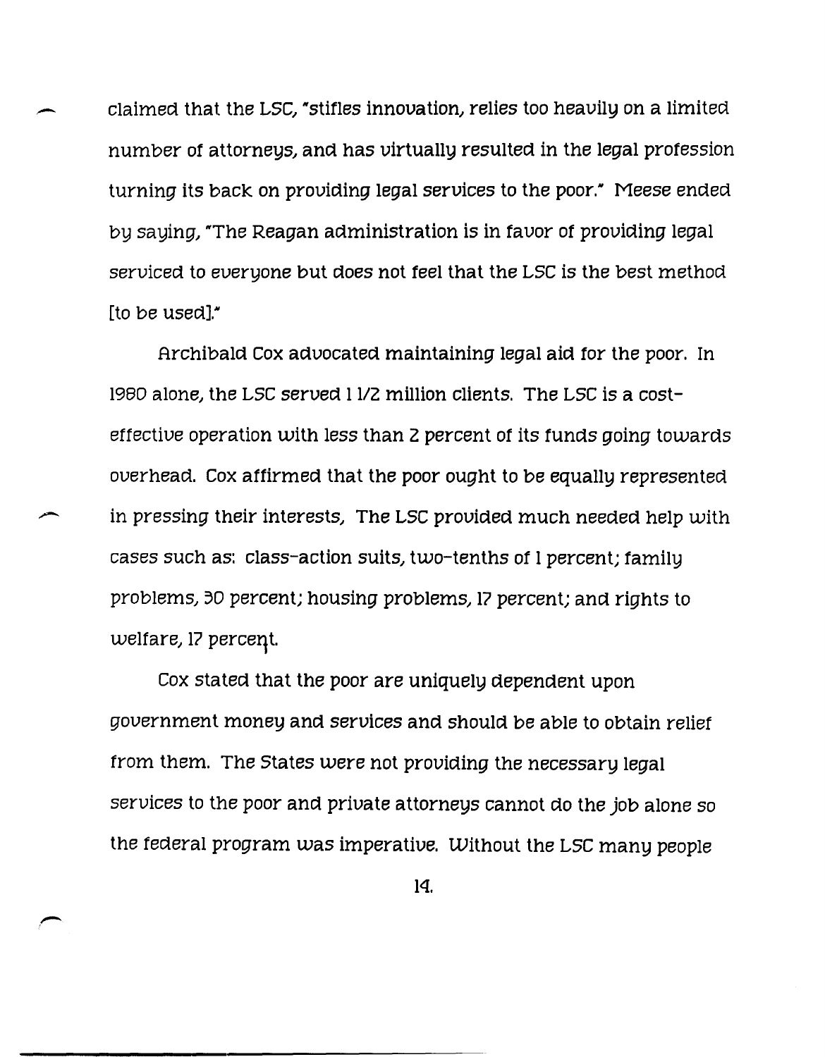claimed that the LSC, "stifles innovation, relies too heavily on a limited number of attorneys, and has virtually resulted in the legal profession turning its back on providing legal services to the poor." Meese ended by saying, "The Reagan administration is in favor of providing legal serviced to everyone but does not feel that the LSC is the best method [to be used]."

Archibald Cox advocated maintaining legal aid for the poor. In 1980 alone, the LSC served 1 1/2 million clients. The LSC is a cost-effective operation with less than 2 percent of its funds going towards overhead. Cox affirmed that the poor ought to be equally represented in pressing their interests, The LSC provided much needed help with cases such as: class-action suits, two-tenths of 1 percent; family problems, 30 percent; housing problems, 17 percent; and rights to welfare, 17 percent.

Cox stated that the poor are uniquely dependent upon government money and services and should be able to obtain relief from them. The States were not providing the necessary legal services to the poor and private attorneys cannot do the job alone so the federal program was imperative. Without the LSC many people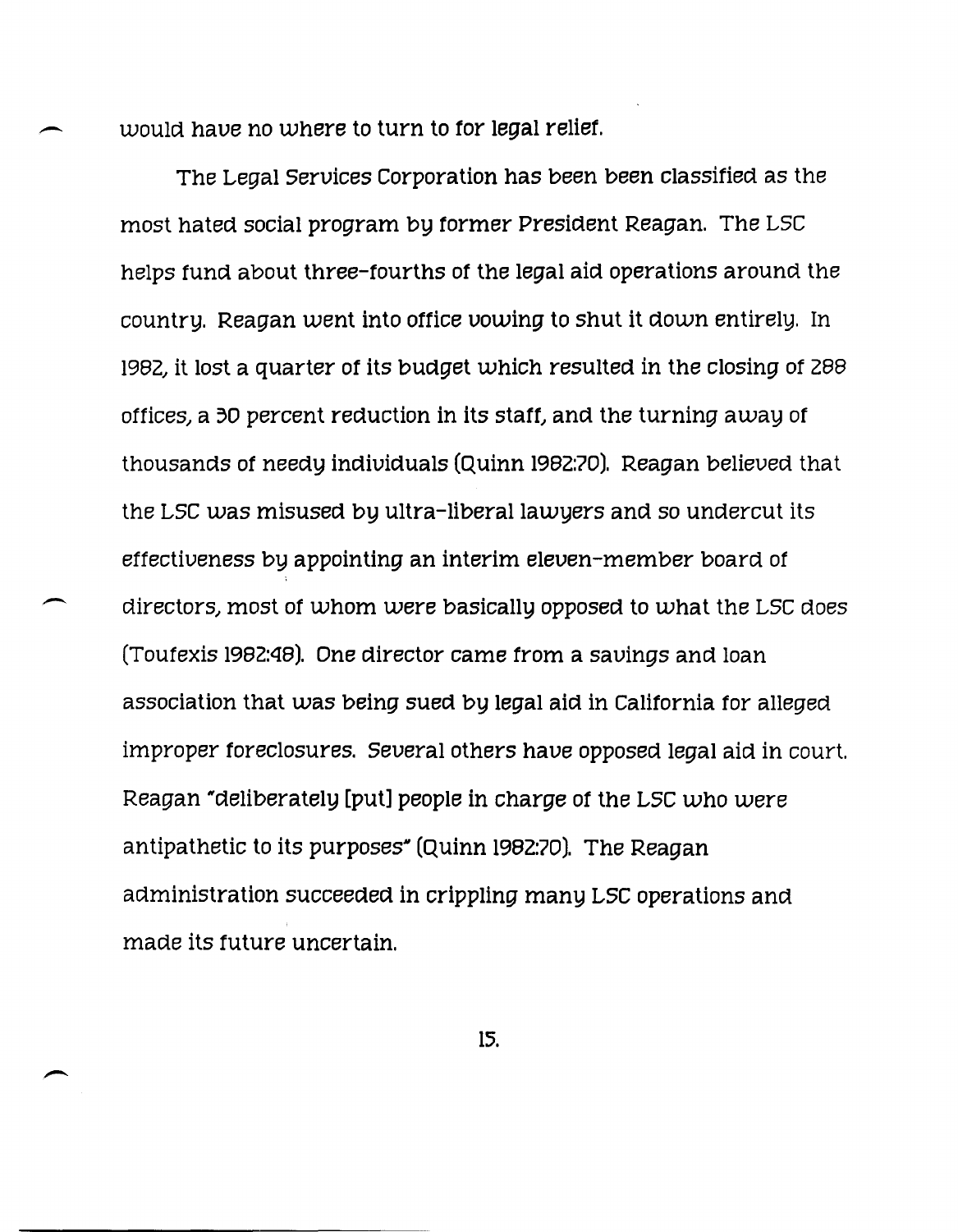would have no where to turn to for legal relief.

The Legal Services Corporation has been been classified as the most hated social program by former President Reagan. The LSC helps fund about three-fourths of the legal aid operations around the country. Reagan went into office vowing to shut it down entirely. In 1982, it lost a quarter of its budget which resulted in the closing of 288 offices, a 30 percent reduction in its staff, and the turning away of thousands of needy individuals (Quinn 1982:70). Reagan believed that the LSC was misused by ultra-liberal lawyers and so undercut its effectiveness by appointing an interim eleven-member board of directors, most of whom were basically opposed to what the LSC does (Toufexis 1982:48). One director came from a savings and loan association that was being sued by legal aid in California for alleged improper foreclosures. Several others have opposed legal aid in court. Reagan "deliberately [put] people in charge of the LSC who were antipathetic to its purposes" (Quinn 1982:70). The Reagan administration succeeded in crippling many LSC operations and made its future uncertain.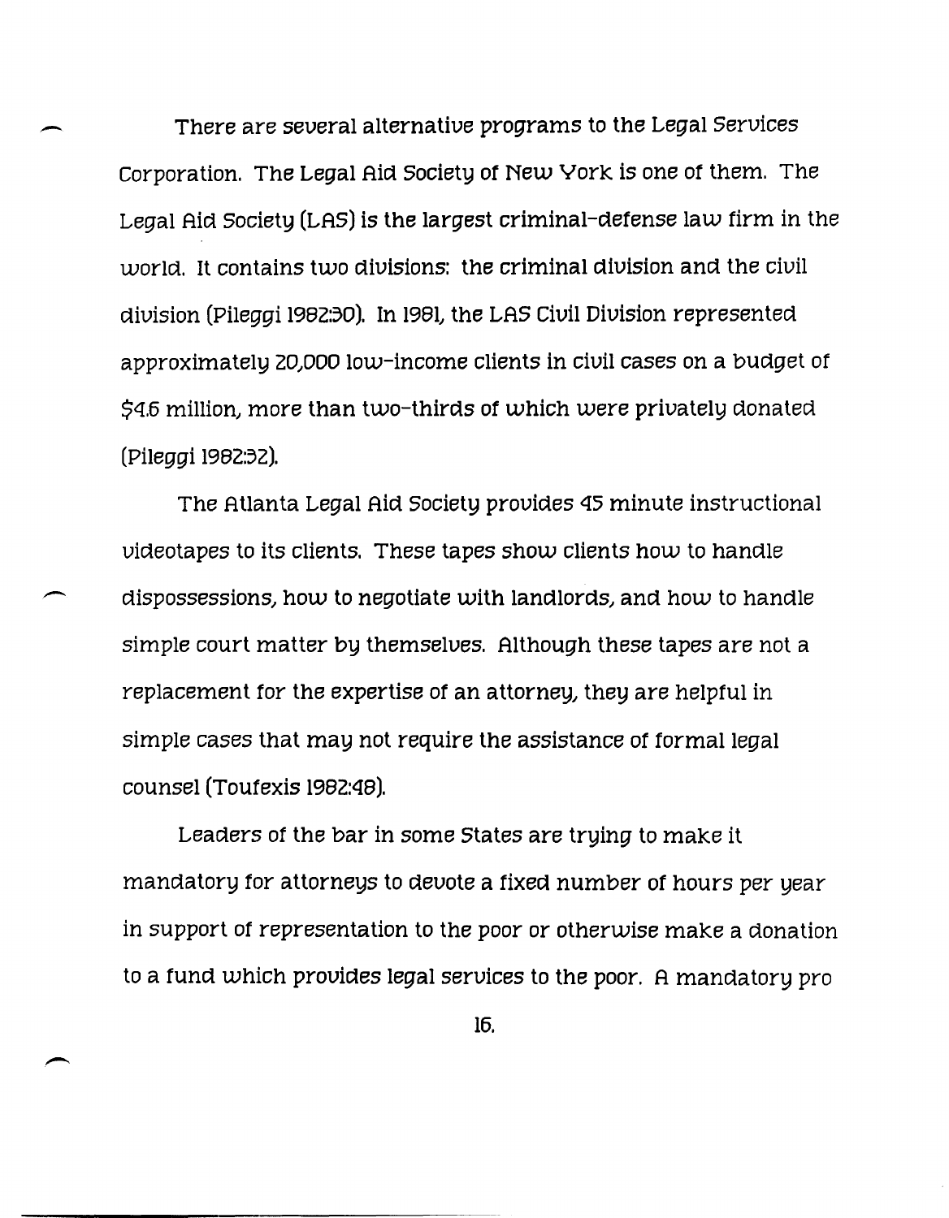There are several alternative programs to the Legal Services Corporation. The Legal Aid Society of New York is one of them. The Legal Aid Society (LAS) is the largest criminal-defense law firm in the world. It contains two divisions: the criminal division and the civil division (Pileggi 1982:30). In 1981, the LAS Civil Division represented approximately 20,000 low-income clients in civil cases on a budget of $4.6 million, more than two-thirds of which were privately donated (Pileggi 1982:32).

The Atlanta Legal Aid Society provides 45 minute instructional videotapes to its clients. These tapes show clients how to handle dispossessions, how to negotiate with landlords, and how to handle simple court matter by themselves. Although these tapes are not a replacement for the expertise of an attorney, they are helpful in simple cases that may not require the assistance of formal legal counsel (Toufexis 1982:48).

Leaders of the bar in some States are trying to make it mandatory for attorneys to devote a fixed number of hours per year in support of representation to the poor or otherwise make a donation to a fund which provides legal services to the poor. A mandatory pro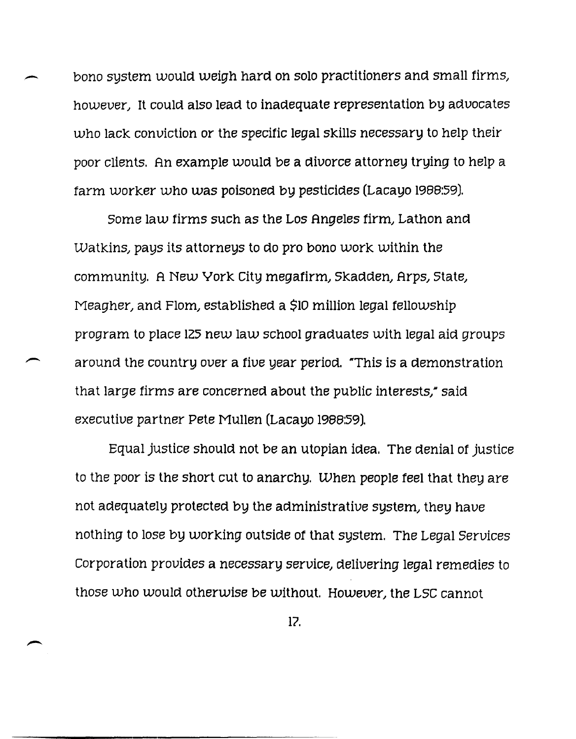bono system would weigh hard on solo practitioners and small firms, however, It could also lead to inadequate representation by advocates who lack conviction or the specific legal skills necessary to help their poor clients. An example would be a divorce attorney trying to help a farm worker who was poisoned by pesticides (Lacayo 1988:59).

Some law firms such as the Los Angeles firm, Lathon and Watkins, pays its attorneys to do pro bono work within the community. A New York City megafirm, Skadden, Arps, State, Meagher, and Flom, established a $10 million legal fellowship program to place 125 new law school graduates with legal aid groups around the country over a five year period. "This is a demonstration that large firms are concerned about the public interests," said executive partner Pete Mullen (Lacayo 1988:59).

Equal justice should not be an utopian idea. The denial of justice to the poor is the short cut to anarchy. When people feel that they are not adequately protected by the administrative system, they have nothing to lose by working outside of that system. The Legal Services Corporation provides a necessary service, delivering legal remedies to those who would otherwise be without. However, the LSC cannot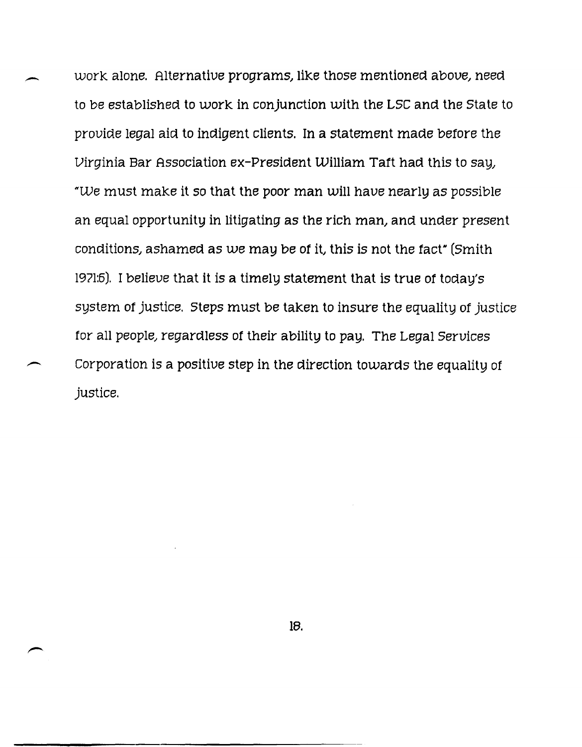work alone. Alternative programs, like those mentioned above, need to be established to work in conjunction with the LSC and the State to provide legal aid to indigent clients. In a statement made before the Virginia Bar Association ex-President William Taft had this to say, "We must make it so that the poor man will have nearly as possible an equal opportunity in litigating as the rich man, and under present conditions, ashamed as we may be of it, this is not the fact" (Smith 1971:5). I believe that it is a timely statement that is true of today's system of justice. Steps must be taken to insure the equality of justice for all people, regardless of their ability to pay. The Legal Services Corporation is a positive step in the direction towards the equality of justice.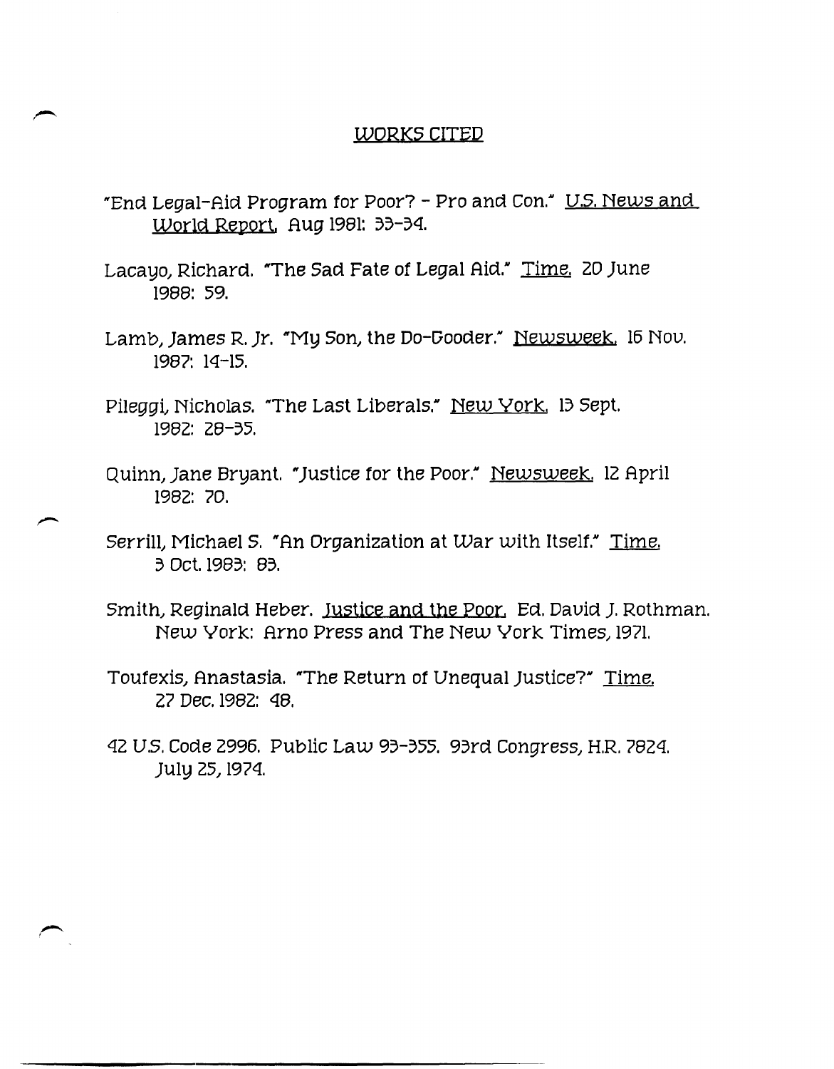## WORKS CITED

"End Legal-Aid Program for Poor? - Pro and Con." U.S. News and World Report, Aug 1981: 33-34.

Lacayo, Richard. "The Sad Fate of Legal Aid." Time, 20 June 1988: 59.

Lamb, James R. Jr. "My Son, the Do-Gooder." Newsweek, 16 Nov. 1987: 14-15.

Pileggi, Nicholas. "The Last Liberals." New York, 13 Sept. 1982: 28-35.

Quinn, Jane Bryant. "Justice for the Poor." Newsweek, 12 April 1982: 70.

Serrill, Michael S. "An Organization at War with Itself." Time, 3 Oct. 1983: 83.

Smith, Reginald Heber. Justice and the Poor. Ed. David J. Rothman. New York: Arno Press and The New York Times, 1971.

Toufexis, Anastasia. "The Return of Unequal Justice?" Time, 27 Dec. 1982: 48.

42 U.S. Code 2996. Public Law 93-355. 93rd Congress, H.R. 7824. July 25, 1974.